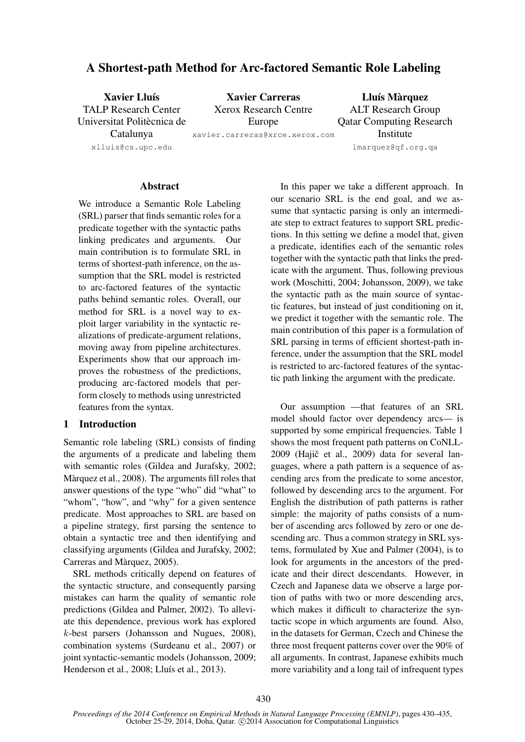# A Shortest-path Method for Arc-factored Semantic Role Labeling

**Xavier Lluís**
TALP Research Center
Universitat Politècnica de Catalunya
xlluis@cs.upc.edu

**Xavier Carreras**
Xerox Research Centre Europe
xavier.carreras@xrce.xerox.com

**Lluís Màrquez**
ALT Research Group
Qatar Computing Research Institute
lmarquez@qf.org.qa

## Abstract

We introduce a Semantic Role Labeling (SRL) parser that finds semantic roles for a predicate together with the syntactic paths linking predicates and arguments. Our main contribution is to formulate SRL in terms of shortest-path inference, on the assumption that the SRL model is restricted to arc-factored features of the syntactic paths behind semantic roles. Overall, our method for SRL is a novel way to exploit larger variability in the syntactic realizations of predicate-argument relations, moving away from pipeline architectures. Experiments show that our approach improves the robustness of the predictions, producing arc-factored models that perform closely to methods using unrestricted features from the syntax.

## 1 Introduction

Semantic role labeling (SRL) consists of finding the arguments of a predicate and labeling them with semantic roles (Gildea and Jurafsky, 2002; Màrquez et al., 2008). The arguments fill roles that answer questions of the type "who" did "what" to "whom", "how", and "why" for a given sentence predicate. Most approaches to SRL are based on a pipeline strategy, first parsing the sentence to obtain a syntactic tree and then identifying and classifying arguments (Gildea and Jurafsky, 2002; Carreras and Màrquez, 2005).

SRL methods critically depend on features of the syntactic structure, and consequently parsing mistakes can harm the quality of semantic role predictions (Gildea and Palmer, 2002). To alleviate this dependence, previous work has explored $k$-best parsers (Johansson and Nugues, 2008), combination systems (Surdeanu et al., 2007) or joint syntactic-semantic models (Johansson, 2009; Henderson et al., 2008; Lluís et al., 2013).

In this paper we take a different approach. In our scenario SRL is the end goal, and we assume that syntactic parsing is only an intermediate step to extract features to support SRL predictions. In this setting we define a model that, given a predicate, identifies each of the semantic roles together with the syntactic path that links the predicate with the argument. Thus, following previous work (Moschitti, 2004; Johansson, 2009), we take the syntactic path as the main source of syntactic features, but instead of just conditioning on it, we predict it together with the semantic role. The main contribution of this paper is a formulation of SRL parsing in terms of efficient shortest-path inference, under the assumption that the SRL model is restricted to arc-factored features of the syntactic path linking the argument with the predicate.

Our assumption —that features of an SRL model should factor over dependency arcs— is supported by some empirical frequencies. Table 1 shows the most frequent path patterns on CoNLL-2009 (Hajič et al., 2009) data for several languages, where a path pattern is a sequence of ascending arcs from the predicate to some ancestor, followed by descending arcs to the argument. For English the distribution of path patterns is rather simple: the majority of paths consists of a number of ascending arcs followed by zero or one descending arc. Thus a common strategy in SRL systems, formulated by Xue and Palmer (2004), is to look for arguments in the ancestors of the predicate and their direct descendants. However, in Czech and Japanese data we observe a large portion of paths with two or more descending arcs, which makes it difficult to characterize the syntactic scope in which arguments are found. Also, in the datasets for German, Czech and Chinese the three most frequent patterns cover over the 90% of all arguments. In contrast, Japanese exhibits much more variability and a long tail of infrequent types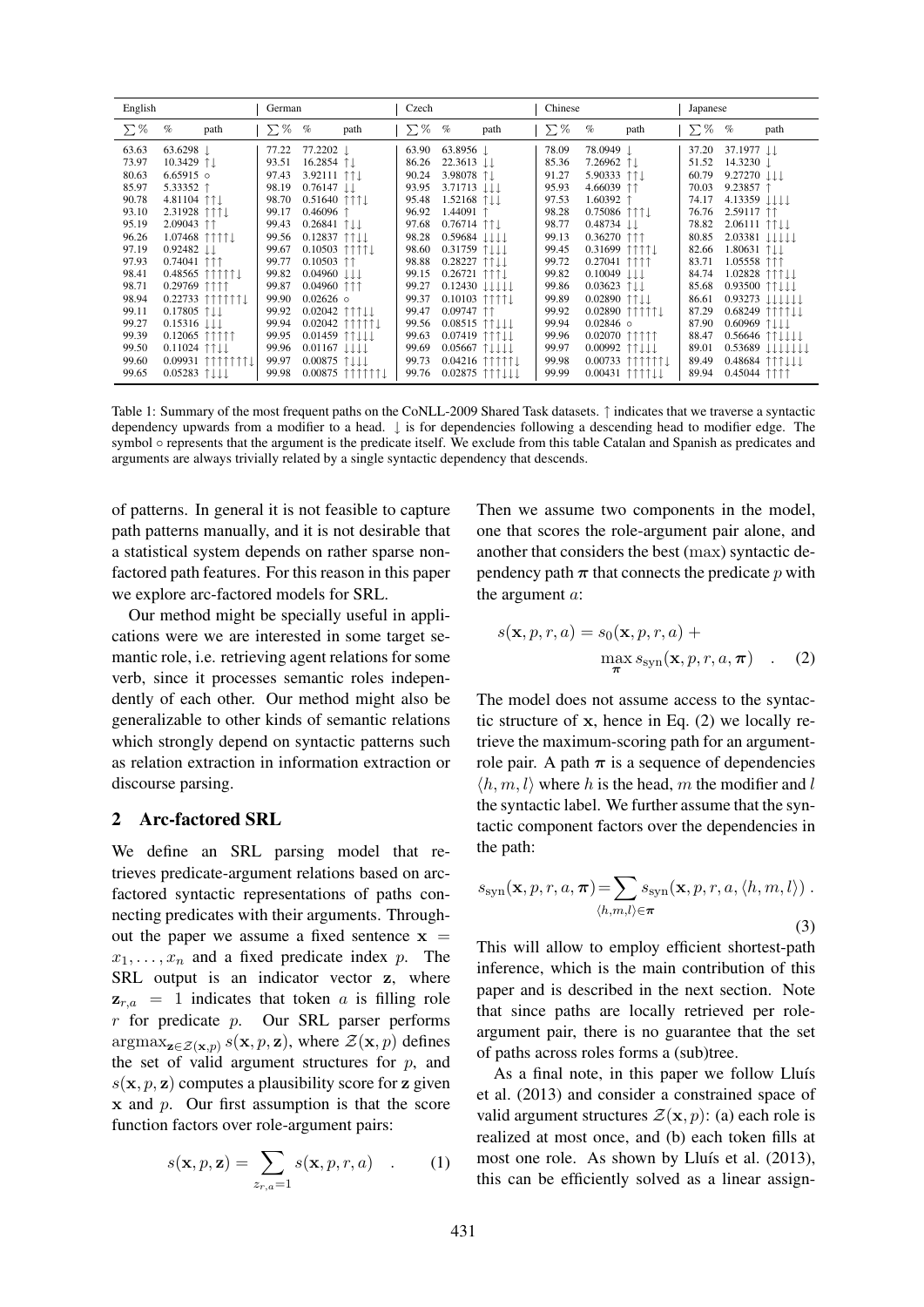| English | | | German | | | Czech | | | Chinese | | | Japanese | | |
|---|---|---|---|---|---|---|---|---|---|---|---|---|---|---|
| ∑% | % | path | ∑% | % | path | ∑% | % | path | ∑% | % | path | ∑% | % | path |
| 63.63 | 63.6298 | ↓ | 77.22 | 77.2202 | ↓ | 63.90 | 63.8956 | ↓ | 78.09 | 78.0949 | ↓ | 37.20 | 37.1977 | ↓↓ |
| 73.97 | 10.3429 | ↑↓ | 93.51 | 16.2854 | ↑↓ | 86.26 | 22.3613 | ↓↓ | 85.36 | 7.26962 | ↑↓ | 51.52 | 14.3230 | ↓ |
| 80.63 | 6.65915 | ○ | 97.43 | 3.92111 | ↑↑↓ | 90.24 | 3.98078 | ↑↓ | 91.27 | 5.90333 | ↑↑↓ | 60.79 | 9.27270 | ↓↓↓ |
| 85.97 | 5.33352 | ↑ | 98.19 | 0.76147 | ↓↓ | 93.95 | 3.71713 | ↓↓↓ | 95.93 | 4.66039 | ↑↑ | 70.03 | 9.23857 | ↑ |
| 90.78 | 4.81104 | ↑↑↓ | 98.70 | 0.51640 | ↑↑↑↓ | 95.48 | 1.52168 | ↑↓↓ | 97.53 | 1.60392 | ↑ | 74.17 | 4.13359 | ↓↓↓↓ |
| 93.10 | 2.31928 | ↑↑↑↓ | 99.17 | 0.46096 | ↑ | 96.92 | 1.44091 | ↑ | 98.28 | 0.75086 | ↑↑↑↓ | 76.76 | 2.59117 | ↑↑ |
| 95.19 | 2.09043 | ↑↑ | 99.43 | 0.26841 | ↑↓↓ | 97.68 | 0.76714 | ↑↑↓ | 98.77 | 0.48734 | ↓↓ | 78.82 | 2.06111 | ↑↑↓↓ |
| 96.26 | 1.07468 | ↑↑↑↑↓ | 99.56 | 0.12837 | ↑↑↓↓ | 98.28 | 0.59684 | ↓↓↓↓ | 99.13 | 0.36270 | ↑↑↑ | 80.85 | 2.03381 | ↓↓↓↓↓ |
| 97.19 | 0.92482 | ↓↓ | 99.67 | 0.10503 | ↑↑↑↑↓ | 98.60 | 0.31759 | ↑↓↓↓ | 99.45 | 0.31699 | ↑↑↑↑↓ | 82.66 | 1.80631 | ↑↓↓ |
| 97.93 | 0.74041 | ↑↑↑ | 99.77 | 0.10503 | ↑↑ | 98.88 | 0.28227 | ↑↑↓↓ | 99.72 | 0.27041 | ↑↑↑↑ | 83.71 | 1.05558 | ↑↑↑ |
| 98.41 | 0.48565 | ↑↑↑↑↑↓ | 99.82 | 0.04960 | ↓↓↓ | 99.15 | 0.26721 | ↑↑↑↓ | 99.82 | 0.10049 | ↓↓↓ | 84.74 | 1.02828 | ↑↑↑↓↓ |
| 98.71 | 0.29769 | ↑↑↑↑ | 99.87 | 0.04960 | ↑↑↑ | 99.27 | 0.12430 | ↓↓↓↓↓ | 99.86 | 0.03623 | ↑↓↓ | 85.68 | 0.93500 | ↑↑↓↓↓ |
| 98.94 | 0.22733 | ↑↑↑↑↑↑↓ | 99.90 | 0.02626 | ○ | 99.37 | 0.10103 | ↑↑↑↑↓ | 99.89 | 0.02890 | ↑↑↓↓ | 86.61 | 0.93273 | ↓↓↓↓↓↓ |
| 99.11 | 0.17805 | ↑↓↓ | 99.92 | 0.02042 | ↑↑↑↓↓ | 99.47 | 0.09747 | ↑↑ | 99.92 | 0.02890 | ↑↑↑↑↑↓ | 87.29 | 0.68249 | ↑↑↑↑↓↓ |
| 99.27 | 0.15316 | ↓↓↓ | 99.94 | 0.02042 | ↑↑↑↑↑↓ | 99.56 | 0.08515 | ↑↑↓↓↓ | 99.94 | 0.02846 | ○ | 87.90 | 0.60969 | ↑↓↓↓ |
| 99.39 | 0.12065 | ↑↑↑↑↑ | 99.95 | 0.01459 | ↑↑↓↓↓ | 99.63 | 0.07419 | ↑↑↑↓↓ | 99.96 | 0.02070 | ↑↑↑↑↑ | 88.47 | 0.56646 | ↑↑↓↓↓↓ |
| 99.50 | 0.11024 | ↑↑↓↓ | 99.96 | 0.01167 | ↓↓↓↓ | 99.69 | 0.05667 | ↑↓↓↓↓ | 99.97 | 0.00992 | ↑↑↓↓↓ | 89.01 | 0.53689 | ↓↓↓↓↓↓↓ |
| 99.60 | 0.09931 | ↑↑↑↑↑↑↑↓ | 99.97 | 0.00875 | ↑↓↓↓ | 99.73 | 0.04216 | ↑↑↑↑↑↓ | 99.98 | 0.00733 | ↑↑↑↑↑↑↓ | 89.49 | 0.48684 | ↑↑↑↓↓↓ |
| 99.65 | 0.05283 | ↑↓↓↓ | 99.98 | 0.00875 | ↑↑↑↑↑↑↓ | 99.76 | 0.02875 | ↑↑↑↓↓↓ | 99.99 | 0.00431 | ↑↑↑↑↓↓ | 89.94 | 0.45044 | ↑↑↑↑ |

Table 1: Summary of the most frequent paths on the CoNLL-2009 Shared Task datasets. ↑ indicates that we traverse a syntactic dependency upwards from a modifier to a head. ↓ is for dependencies following a descending head to modifier edge. The symbol ○ represents that the argument is the predicate itself. We exclude from this table Catalan and Spanish as predicates and arguments are always trivially related by a single syntactic dependency that descends.

of patterns. In general it is not feasible to capture path patterns manually, and it is not desirable that a statistical system depends on rather sparse non-factored path features. For this reason in this paper we explore arc-factored models for SRL.

Our method might be specially useful in applications were we are interested in some target semantic role, i.e. retrieving agent relations for some verb, since it processes semantic roles independently of each other. Our method might also be generalizable to other kinds of semantic relations which strongly depend on syntactic patterns such as relation extraction in information extraction or discourse parsing.

## 2 Arc-factored SRL

We define an SRL parsing model that retrieves predicate-argument relations based on arc-factored syntactic representations of paths connecting predicates with their arguments. Throughout the paper we assume a fixed sentence $\mathbf{x} = x_1, \ldots, x_n$ and a fixed predicate index $p$. The SRL output is an indicator vector $\mathbf{z}$, where $\mathbf{z}_{r,a} = 1$ indicates that token $a$ is filling role $r$ for predicate $p$. Our SRL parser performs $\text{argmax}_{\mathbf{z} \in \mathcal{Z}(\mathbf{x},p)}\, s(\mathbf{x}, p, \mathbf{z})$, where $\mathcal{Z}(\mathbf{x}, p)$ defines the set of valid argument structures for $p$, and $s(\mathbf{x}, p, \mathbf{z})$ computes a plausibility score for $\mathbf{z}$ given $\mathbf{x}$ and $p$. Our first assumption is that the score function factors over role-argument pairs:

$$s(\mathbf{x}, p, \mathbf{z}) = \sum_{z_{r,a}=1} s(\mathbf{x}, p, r, a) \quad . \tag{1}$$

Then we assume two components in the model, one that scores the role-argument pair alone, and another that considers the best (max) syntactic dependency path $\boldsymbol{\pi}$ that connects the predicate $p$ with the argument $a$:

$$s(\mathbf{x}, p, r, a) = s_0(\mathbf{x}, p, r, a) + \max_{\boldsymbol{\pi}} s_{\text{syn}}(\mathbf{x}, p, r, a, \boldsymbol{\pi}) \quad . \tag{2}$$

The model does not assume access to the syntactic structure of $\mathbf{x}$, hence in Eq. (2) we locally retrieve the maximum-scoring path for an argument-role pair. A path $\boldsymbol{\pi}$ is a sequence of dependencies $\langle h, m, l \rangle$ where $h$ is the head, $m$ the modifier and $l$ the syntactic label. We further assume that the syntactic component factors over the dependencies in the path:

$$s_{\text{syn}}(\mathbf{x}, p, r, a, \boldsymbol{\pi}) = \sum_{\langle h,m,l \rangle \in \boldsymbol{\pi}} s_{\text{syn}}(\mathbf{x}, p, r, a, \langle h, m, l \rangle) \,. \tag{3}$$

This will allow to employ efficient shortest-path inference, which is the main contribution of this paper and is described in the next section. Note that since paths are locally retrieved per role-argument pair, there is no guarantee that the set of paths across roles forms a (sub)tree.

As a final note, in this paper we follow Lluís et al. (2013) and consider a constrained space of valid argument structures $\mathcal{Z}(\mathbf{x}, p)$: (a) each role is realized at most once, and (b) each token fills at most one role. As shown by Lluís et al. (2013), this can be efficiently solved as a linear assign-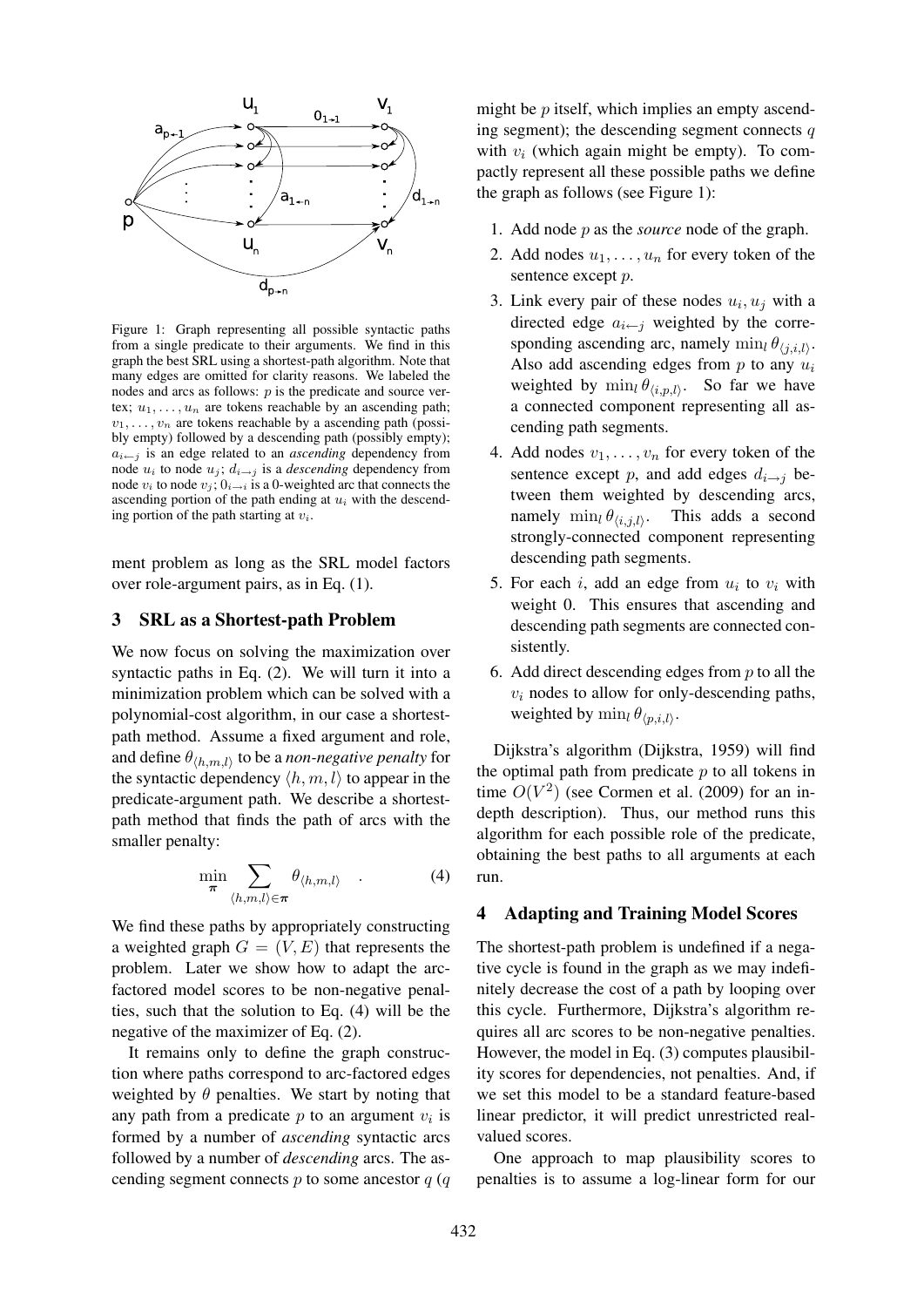Figure 1: Graph representing all possible syntactic paths from a single predicate to their arguments. We find in this graph the best SRL using a shortest-path algorithm. Note that many edges are omitted for clarity reasons. We labeled the nodes and arcs as follows: $p$ is the predicate and source vertex; $u_1, \ldots, u_n$ are tokens reachable by an ascending path; $v_1, \ldots, v_n$ are tokens reachable by a ascending path (possibly empty) followed by a descending path (possibly empty); $a_{i \leftarrow j}$ is an edge related to an *ascending* dependency from node $u_i$ to node $u_j$; $d_{i \rightarrow j}$ is a *descending* dependency from node $v_i$ to node $v_j$; $0_{i \rightarrow i}$ is a 0-weighted arc that connects the ascending portion of the path ending at $u_i$ with the descending portion of the path starting at $v_i$.

ment problem as long as the SRL model factors over role-argument pairs, as in Eq. (1).

## 3 SRL as a Shortest-path Problem

We now focus on solving the maximization over syntactic paths in Eq. (2). We will turn it into a minimization problem which can be solved with a polynomial-cost algorithm, in our case a shortest-path method. Assume a fixed argument and role, and define $\theta_{\langle h,m,l \rangle}$ to be a *non-negative penalty* for the syntactic dependency $\langle h, m, l\rangle$ to appear in the predicate-argument path. We describe a shortest-path method that finds the path of arcs with the smaller penalty:

$$\min_{\boldsymbol{\pi}} \sum_{\langle h,m,l \rangle \in \boldsymbol{\pi}} \theta_{\langle h,m,l \rangle} \quad . \tag{4}$$

We find these paths by appropriately constructing a weighted graph $G = (V, E)$ that represents the problem. Later we show how to adapt the arc-factored model scores to be non-negative penalties, such that the solution to Eq. (4) will be the negative of the maximizer of Eq. (2).

It remains only to define the graph construction where paths correspond to arc-factored edges weighted by $\theta$ penalties. We start by noting that any path from a predicate $p$ to an argument $v_i$ is formed by a number of *ascending* syntactic arcs followed by a number of *descending* arcs. The ascending segment connects $p$ to some ancestor $q$ ($q$ might be $p$ itself, which implies an empty ascending segment); the descending segment connects $q$ with $v_i$ (which again might be empty). To compactly represent all these possible paths we define the graph as follows (see Figure 1):

1. Add node $p$ as the *source* node of the graph.
2. Add nodes $u_1, \ldots, u_n$ for every token of the sentence except $p$.
3. Link every pair of these nodes $u_i, u_j$ with a directed edge $a_{i \leftarrow j}$ weighted by the corresponding ascending arc, namely $\min_l \theta_{\langle j,i,l \rangle}$. Also add ascending edges from $p$ to any $u_i$ weighted by $\min_l \theta_{\langle i,p,l \rangle}$. So far we have a connected component representing all ascending path segments.
4. Add nodes $v_1, \ldots, v_n$ for every token of the sentence except $p$, and add edges $d_{i \rightarrow j}$ between them weighted by descending arcs, namely $\min_l \theta_{\langle i,j,l \rangle}$. This adds a second strongly-connected component representing descending path segments.
5. For each $i$, add an edge from $u_i$ to $v_i$ with weight 0. This ensures that ascending and descending path segments are connected consistently.
6. Add direct descending edges from $p$ to all the $v_i$ nodes to allow for only-descending paths, weighted by $\min_l \theta_{\langle p,i,l \rangle}$.

Dijkstra's algorithm (Dijkstra, 1959) will find the optimal path from predicate $p$ to all tokens in time $O(V^2)$ (see Cormen et al. (2009) for an in-depth description). Thus, our method runs this algorithm for each possible role of the predicate, obtaining the best paths to all arguments at each run.

## 4 Adapting and Training Model Scores

The shortest-path problem is undefined if a negative cycle is found in the graph as we may indefinitely decrease the cost of a path by looping over this cycle. Furthermore, Dijkstra's algorithm requires all arc scores to be non-negative penalties. However, the model in Eq. (3) computes plausibility scores for dependencies, not penalties. And, if we set this model to be a standard feature-based linear predictor, it will predict unrestricted real-valued scores.

One approach to map plausibility scores to penalties is to assume a log-linear form for our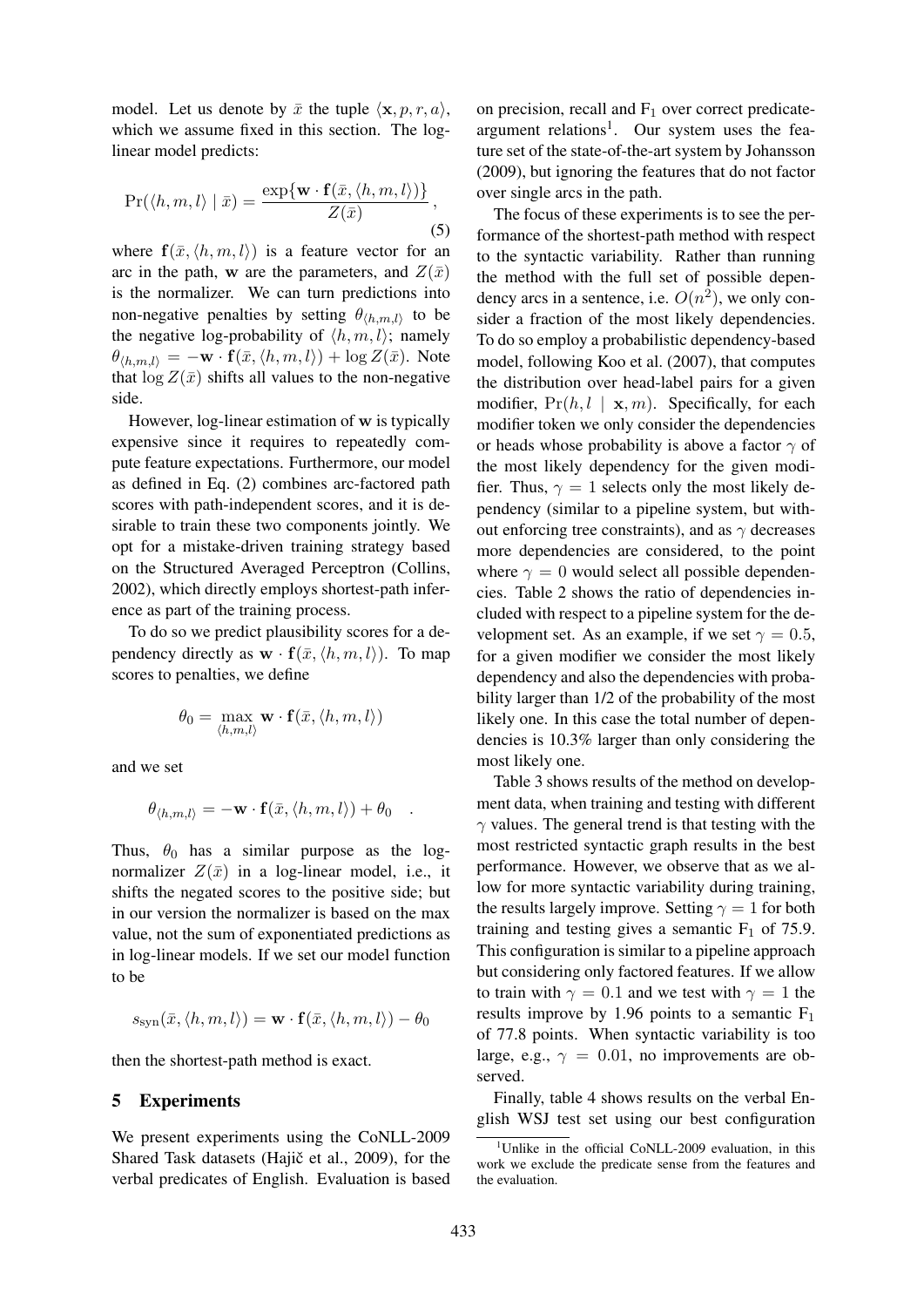model. Let us denote by $\bar{x}$ the tuple $\langle \mathbf{x}, p, r, a \rangle$, which we assume fixed in this section. The log-linear model predicts:

$$\Pr(\langle h, m, l \rangle \mid \bar{x}) = \frac{\exp\{\mathbf{w} \cdot \mathbf{f}(\bar{x}, \langle h, m, l \rangle)\}}{Z(\bar{x})}, \tag{5}$$

where $\mathbf{f}(\bar{x}, \langle h, m, l \rangle)$ is a feature vector for an arc in the path, $\mathbf{w}$ are the parameters, and $Z(\bar{x})$ is the normalizer. We can turn predictions into non-negative penalties by setting $\theta_{\langle h,m,l \rangle}$ to be the negative log-probability of $\langle h, m, l \rangle$; namely $\theta_{\langle h,m,l \rangle} = -\mathbf{w} \cdot \mathbf{f}(\bar{x}, \langle h, m, l \rangle) + \log Z(\bar{x})$. Note that $\log Z(\bar{x})$ shifts all values to the non-negative side.

However, log-linear estimation of $\mathbf{w}$ is typically expensive since it requires to repeatedly compute feature expectations. Furthermore, our model as defined in Eq. (2) combines arc-factored path scores with path-independent scores, and it is desirable to train these two components jointly. We opt for a mistake-driven training strategy based on the Structured Averaged Perceptron (Collins, 2002), which directly employs shortest-path inference as part of the training process.

To do so we predict plausibility scores for a dependency directly as $\mathbf{w} \cdot \mathbf{f}(\bar{x}, \langle h, m, l \rangle)$. To map scores to penalties, we define

$$\theta_0 = \max_{\langle h,m,l \rangle} \mathbf{w} \cdot \mathbf{f}(\bar{x}, \langle h, m, l \rangle)$$

and we set

$$\theta_{\langle h,m,l \rangle} = -\mathbf{w} \cdot \mathbf{f}(\bar{x}, \langle h, m, l \rangle) + \theta_0 \quad .$$

Thus, $\theta_0$ has a similar purpose as the log-normalizer $Z(\bar{x})$ in a log-linear model, i.e., it shifts the negated scores to the positive side; but in our version the normalizer is based on the max value, not the sum of exponentiated predictions as in log-linear models. If we set our model function to be

$$s_{\text{syn}}(\bar{x}, \langle h, m, l \rangle) = \mathbf{w} \cdot \mathbf{f}(\bar{x}, \langle h, m, l \rangle) - \theta_0$$

then the shortest-path method is exact.

## 5 Experiments

We present experiments using the CoNLL-2009 Shared Task datasets (Hajič et al., 2009), for the verbal predicates of English. Evaluation is based on precision, recall and $F_1$ over correct predicate-argument relations[1]. Our system uses the feature set of the state-of-the-art system by Johansson (2009), but ignoring the features that do not factor over single arcs in the path.

The focus of these experiments is to see the performance of the shortest-path method with respect to the syntactic variability. Rather than running the method with the full set of possible dependency arcs in a sentence, i.e. $O(n^2)$, we only consider a fraction of the most likely dependencies. To do so employ a probabilistic dependency-based model, following Koo et al. (2007), that computes the distribution over head-label pairs for a given modifier, $\Pr(h, l \mid \mathbf{x}, m)$. Specifically, for each modifier token we only consider the dependencies or heads whose probability is above a factor $\gamma$ of the most likely dependency for the given modifier. Thus, $\gamma = 1$ selects only the most likely dependency (similar to a pipeline system, but without enforcing tree constraints), and as $\gamma$ decreases more dependencies are considered, to the point where $\gamma = 0$ would select all possible dependencies. Table 2 shows the ratio of dependencies included with respect to a pipeline system for the development set. As an example, if we set $\gamma = 0.5$, for a given modifier we consider the most likely dependency and also the dependencies with probability larger than 1/2 of the probability of the most likely one. In this case the total number of dependencies is 10.3% larger than only considering the most likely one.

Table 3 shows results of the method on development data, when training and testing with different $\gamma$ values. The general trend is that testing with the most restricted syntactic graph results in the best performance. However, we observe that as we allow for more syntactic variability during training, the results largely improve. Setting $\gamma = 1$ for both training and testing gives a semantic $F_1$ of 75.9. This configuration is similar to a pipeline approach but considering only factored features. If we allow to train with $\gamma = 0.1$ and we test with $\gamma = 1$ the results improve by 1.96 points to a semantic $F_1$ of 77.8 points. When syntactic variability is too large, e.g., $\gamma = 0.01$, no improvements are observed.

Finally, table 4 shows results on the verbal English WSJ test set using our best configuration

[1] Unlike in the official CoNLL-2009 evaluation, in this work we exclude the predicate sense from the features and the evaluation.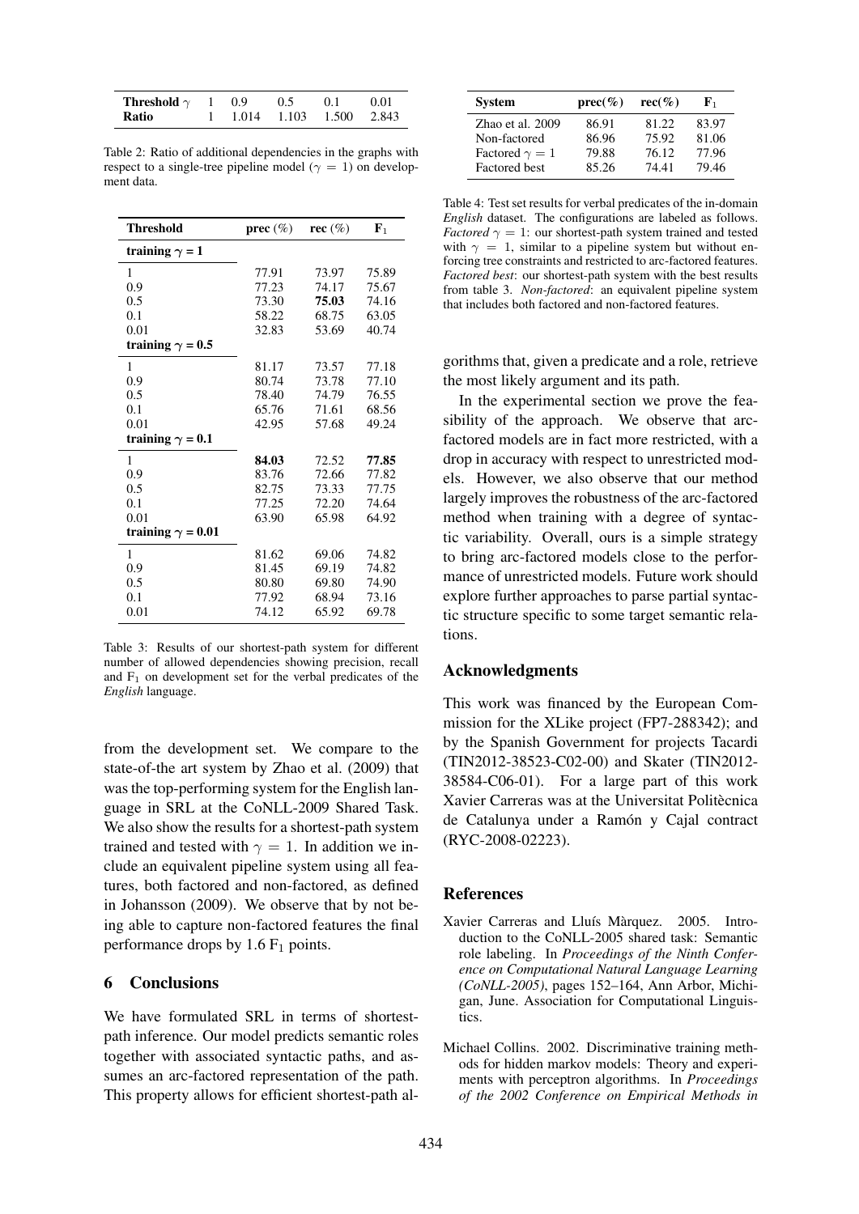| **Threshold** $\gamma$ | 1 | 0.9 | 0.5 | 0.1 | 0.01 |
|---|---|---|---|---|---|
| **Ratio** | 1 | 1.014 | 1.103 | 1.500 | 2.843 |

Table 2: Ratio of additional dependencies in the graphs with respect to a single-tree pipeline model ($\gamma = 1$) on development data.

| **Threshold** | **prec** (%) | **rec** (%) | $\mathbf{F}_1$ |
|---|---|---|---|
| **training** $\gamma$ **= 1** | | | |
| 1 | 77.91 | 73.97 | 75.89 |
| 0.9 | 77.23 | 74.17 | 75.67 |
| 0.5 | 73.30 | **75.03** | 74.16 |
| 0.1 | 58.22 | 68.75 | 63.05 |
| 0.01 | 32.83 | 53.69 | 40.74 |
| **training** $\gamma$ **= 0.5** | | | |
| 1 | 81.17 | 73.57 | 77.18 |
| 0.9 | 80.74 | 73.78 | 77.10 |
| 0.5 | 78.40 | 74.79 | 76.55 |
| 0.1 | 65.76 | 71.61 | 68.56 |
| 0.01 | 42.95 | 57.68 | 49.24 |
| **training** $\gamma$ **= 0.1** | | | |
| 1 | **84.03** | 72.52 | **77.85** |
| 0.9 | 83.76 | 72.66 | 77.82 |
| 0.5 | 82.75 | 73.33 | 77.75 |
| 0.1 | 77.25 | 72.20 | 74.64 |
| 0.01 | 63.90 | 65.98 | 64.92 |
| **training** $\gamma$ **= 0.01** | | | |
| 1 | 81.62 | 69.06 | 74.82 |
| 0.9 | 81.45 | 69.19 | 74.82 |
| 0.5 | 80.80 | 69.80 | 74.90 |
| 0.1 | 77.92 | 68.94 | 73.16 |
| 0.01 | 74.12 | 65.92 | 69.78 |

Table 3: Results of our shortest-path system for different number of allowed dependencies showing precision, recall and $\text{F}_1$ on development set for the verbal predicates of the *English* language.

from the development set. We compare to the state-of-the art system by Zhao et al. (2009) that was the top-performing system for the English language in SRL at the CoNLL-2009 Shared Task. We also show the results for a shortest-path system trained and tested with $\gamma = 1$. In addition we include an equivalent pipeline system using all features, both factored and non-factored, as defined in Johansson (2009). We observe that by not being able to capture non-factored features the final performance drops by 1.6 $\text{F}_1$ points.

| **System** | **prec(%)** | **rec(%)** | $\mathbf{F}_1$ |
|---|---|---|---|
| Zhao et al. 2009 | 86.91 | 81.22 | 83.97 |
| Non-factored | 86.96 | 75.92 | 81.06 |
| Factored $\gamma = 1$ | 79.88 | 76.12 | 77.96 |
| Factored best | 85.26 | 74.41 | 79.46 |

Table 4: Test set results for verbal predicates of the in-domain *English* dataset. The configurations are labeled as follows. *Factored* $\gamma = 1$: our shortest-path system trained and tested with $\gamma = 1$, similar to a pipeline system but without enforcing tree constraints and restricted to arc-factored features. *Factored best*: our shortest-path system with the best results from table 3. *Non-factored*: an equivalent pipeline system that includes both factored and non-factored features.

## 6 Conclusions

We have formulated SRL in terms of shortest-path inference. Our model predicts semantic roles together with associated syntactic paths, and assumes an arc-factored representation of the path. This property allows for efficient shortest-path algorithms that, given a predicate and a role, retrieve the most likely argument and its path.

In the experimental section we prove the feasibility of the approach. We observe that arc-factored models are in fact more restricted, with a drop in accuracy with respect to unrestricted models. However, we also observe that our method largely improves the robustness of the arc-factored method when training with a degree of syntactic variability. Overall, ours is a simple strategy to bring arc-factored models close to the performance of unrestricted models. Future work should explore further approaches to parse partial syntactic structure specific to some target semantic relations.

## Acknowledgments

This work was financed by the European Commission for the XLike project (FP7-288342); and by the Spanish Government for projects Tacardi (TIN2012-38523-C02-00) and Skater (TIN2012-38584-C06-01). For a large part of this work Xavier Carreras was at the Universitat Politècnica de Catalunya under a Ramón y Cajal contract (RYC-2008-02223).

## References

Xavier Carreras and Lluís Màrquez. 2005. Introduction to the CoNLL-2005 shared task: Semantic role labeling. In *Proceedings of the Ninth Conference on Computational Natural Language Learning (CoNLL-2005)*, pages 152–164, Ann Arbor, Michigan, June. Association for Computational Linguistics.

Michael Collins. 2002. Discriminative training methods for hidden markov models: Theory and experiments with perceptron algorithms. In *Proceedings of the 2002 Conference on Empirical Methods in*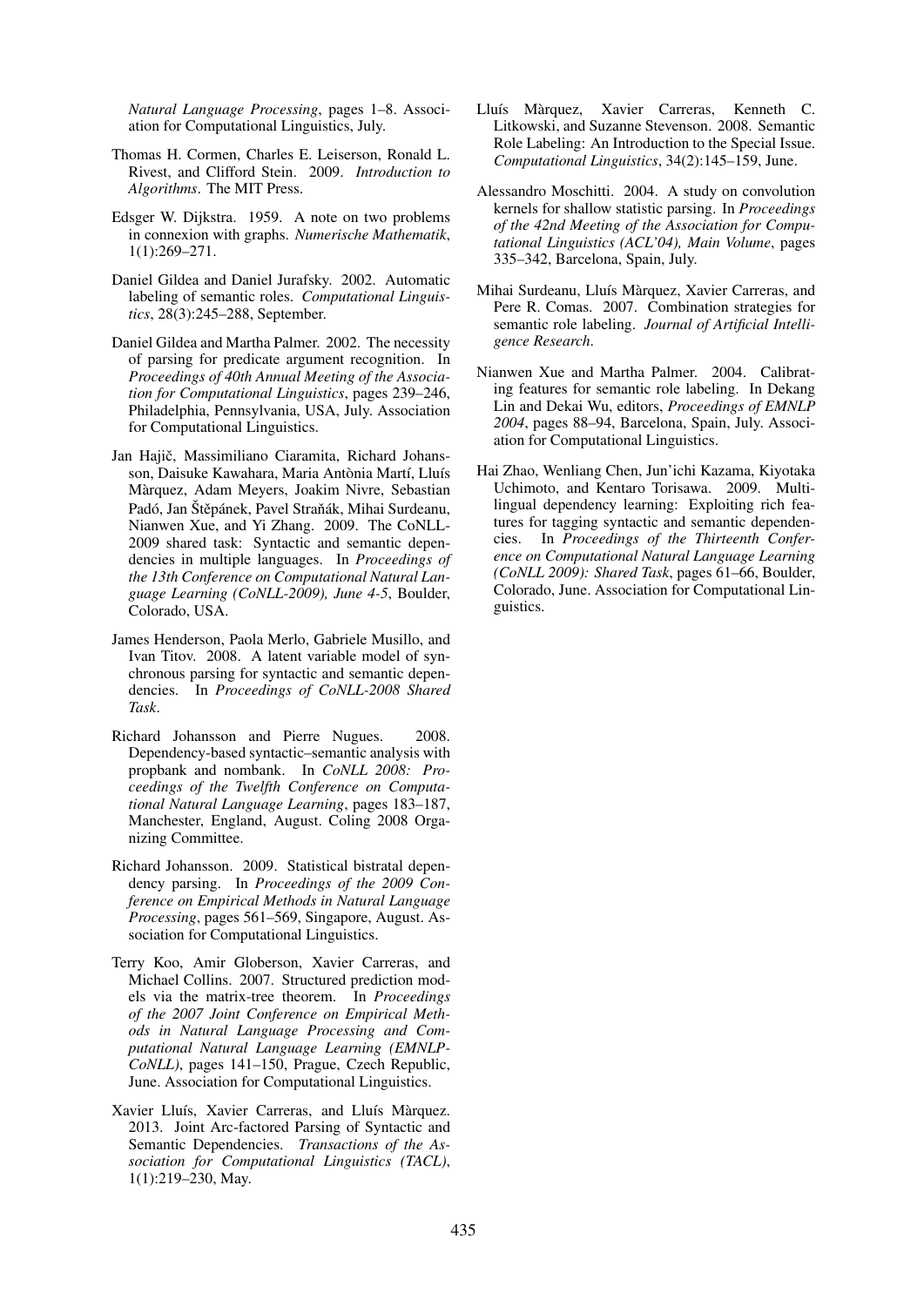*Natural Language Processing*, pages 1–8. Association for Computational Linguistics, July.

Thomas H. Cormen, Charles E. Leiserson, Ronald L. Rivest, and Clifford Stein. 2009. *Introduction to Algorithms*. The MIT Press.

Edsger W. Dijkstra. 1959. A note on two problems in connexion with graphs. *Numerische Mathematik*, 1(1):269–271.

Daniel Gildea and Daniel Jurafsky. 2002. Automatic labeling of semantic roles. *Computational Linguistics*, 28(3):245–288, September.

Daniel Gildea and Martha Palmer. 2002. The necessity of parsing for predicate argument recognition. In *Proceedings of 40th Annual Meeting of the Association for Computational Linguistics*, pages 239–246, Philadelphia, Pennsylvania, USA, July. Association for Computational Linguistics.

Jan Hajič, Massimiliano Ciaramita, Richard Johansson, Daisuke Kawahara, Maria Antònia Martí, Lluís Màrquez, Adam Meyers, Joakim Nivre, Sebastian Padó, Jan Štěpánek, Pavel Straňák, Mihai Surdeanu, Nianwen Xue, and Yi Zhang. 2009. The CoNLL-2009 shared task: Syntactic and semantic dependencies in multiple languages. In *Proceedings of the 13th Conference on Computational Natural Language Learning (CoNLL-2009), June 4-5*, Boulder, Colorado, USA.

James Henderson, Paola Merlo, Gabriele Musillo, and Ivan Titov. 2008. A latent variable model of synchronous parsing for syntactic and semantic dependencies. In *Proceedings of CoNLL-2008 Shared Task*.

Richard Johansson and Pierre Nugues. 2008. Dependency-based syntactic–semantic analysis with propbank and nombank. In *CoNLL 2008: Proceedings of the Twelfth Conference on Computational Natural Language Learning*, pages 183–187, Manchester, England, August. Coling 2008 Organizing Committee.

Richard Johansson. 2009. Statistical bistratal dependency parsing. In *Proceedings of the 2009 Conference on Empirical Methods in Natural Language Processing*, pages 561–569, Singapore, August. Association for Computational Linguistics.

Terry Koo, Amir Globerson, Xavier Carreras, and Michael Collins. 2007. Structured prediction models via the matrix-tree theorem. In *Proceedings of the 2007 Joint Conference on Empirical Methods in Natural Language Processing and Computational Natural Language Learning (EMNLP-CoNLL)*, pages 141–150, Prague, Czech Republic, June. Association for Computational Linguistics.

Xavier Lluís, Xavier Carreras, and Lluís Màrquez. 2013. Joint Arc-factored Parsing of Syntactic and Semantic Dependencies. *Transactions of the Association for Computational Linguistics (TACL)*, 1(1):219–230, May.

Lluís Màrquez, Xavier Carreras, Kenneth C. Litkowski, and Suzanne Stevenson. 2008. Semantic Role Labeling: An Introduction to the Special Issue. *Computational Linguistics*, 34(2):145–159, June.

Alessandro Moschitti. 2004. A study on convolution kernels for shallow statistic parsing. In *Proceedings of the 42nd Meeting of the Association for Computational Linguistics (ACL'04), Main Volume*, pages 335–342, Barcelona, Spain, July.

Mihai Surdeanu, Lluís Màrquez, Xavier Carreras, and Pere R. Comas. 2007. Combination strategies for semantic role labeling. *Journal of Artificial Intelligence Research*.

Nianwen Xue and Martha Palmer. 2004. Calibrating features for semantic role labeling. In Dekang Lin and Dekai Wu, editors, *Proceedings of EMNLP 2004*, pages 88–94, Barcelona, Spain, July. Association for Computational Linguistics.

Hai Zhao, Wenliang Chen, Jun'ichi Kazama, Kiyotaka Uchimoto, and Kentaro Torisawa. 2009. Multilingual dependency learning: Exploiting rich features for tagging syntactic and semantic dependencies. In *Proceedings of the Thirteenth Conference on Computational Natural Language Learning (CoNLL 2009): Shared Task*, pages 61–66, Boulder, Colorado, June. Association for Computational Linguistics.